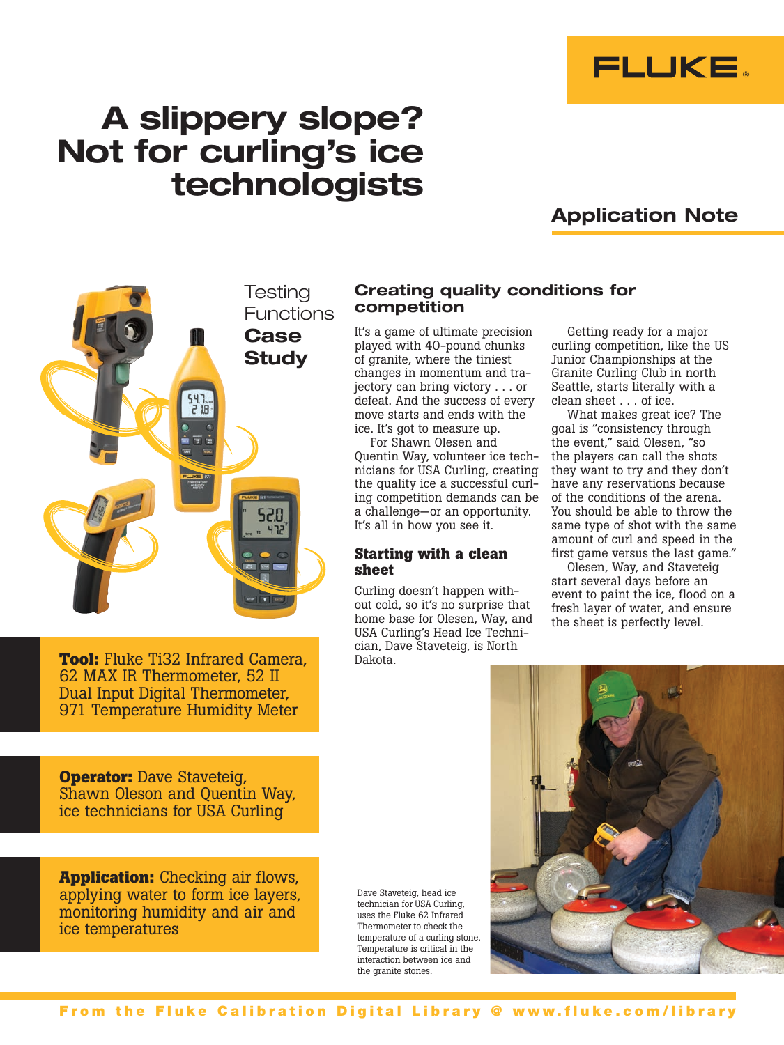# A slippery slope? Not for curling's ice technologists

## Application Note

Testing Functions **Case Study**

**Tool:** Fluke Ti32 Infrared Camera, 62 MAX IR Thermometer, 52 II Dual Input Digital Thermometer, 971 Temperature Humidity Meter

**Operator:** Dave Staveteig, Shawn Oleson and Quentin Way, ice technicians for USA Curling

**Application:** Checking air flows, applying water to form ice layers, monitoring humidity and air and ice temperatures

### Creating quality conditions for competition

It's a game of ultimate precision played with 40-pound chunks of granite, where the tiniest changes in momentum and trajectory can bring victory . . . or defeat. And the success of every move starts and ends with the ice. It's got to measure up.

For Shawn Olesen and Quentin Way, volunteer ice technicians for USA Curling, creating the quality ice a successful curling competition demands can be a challenge—or an opportunity. It's all in how you see it.

### Starting with a clean sheet

Curling doesn't happen without cold, so it's no surprise that home base for Olesen, Way, and USA Curling's Head Ice Technician, Dave Staveteig, is North Dakota.

Getting ready for a major curling competition, like the US Junior Championships at the Granite Curling Club in north Seattle, starts literally with a clean sheet . . . of ice.

What makes great ice? The goal is "consistency through the event," said Olesen, "so the players can call the shots they want to try and they don't have any reservations because of the conditions of the arena. You should be able to throw the same type of shot with the same amount of curl and speed in the first game versus the last game."

Olesen, Way, and Staveteig start several days before an event to paint the ice, flood on a fresh layer of water, and ensure the sheet is perfectly level.

Dave Staveteig, head ice technician for USA Curling, uses the Fluke 62 Infrared Thermometer to check the temperature of a curling stone. Temperature is critical in the interaction between ice and the granite stones.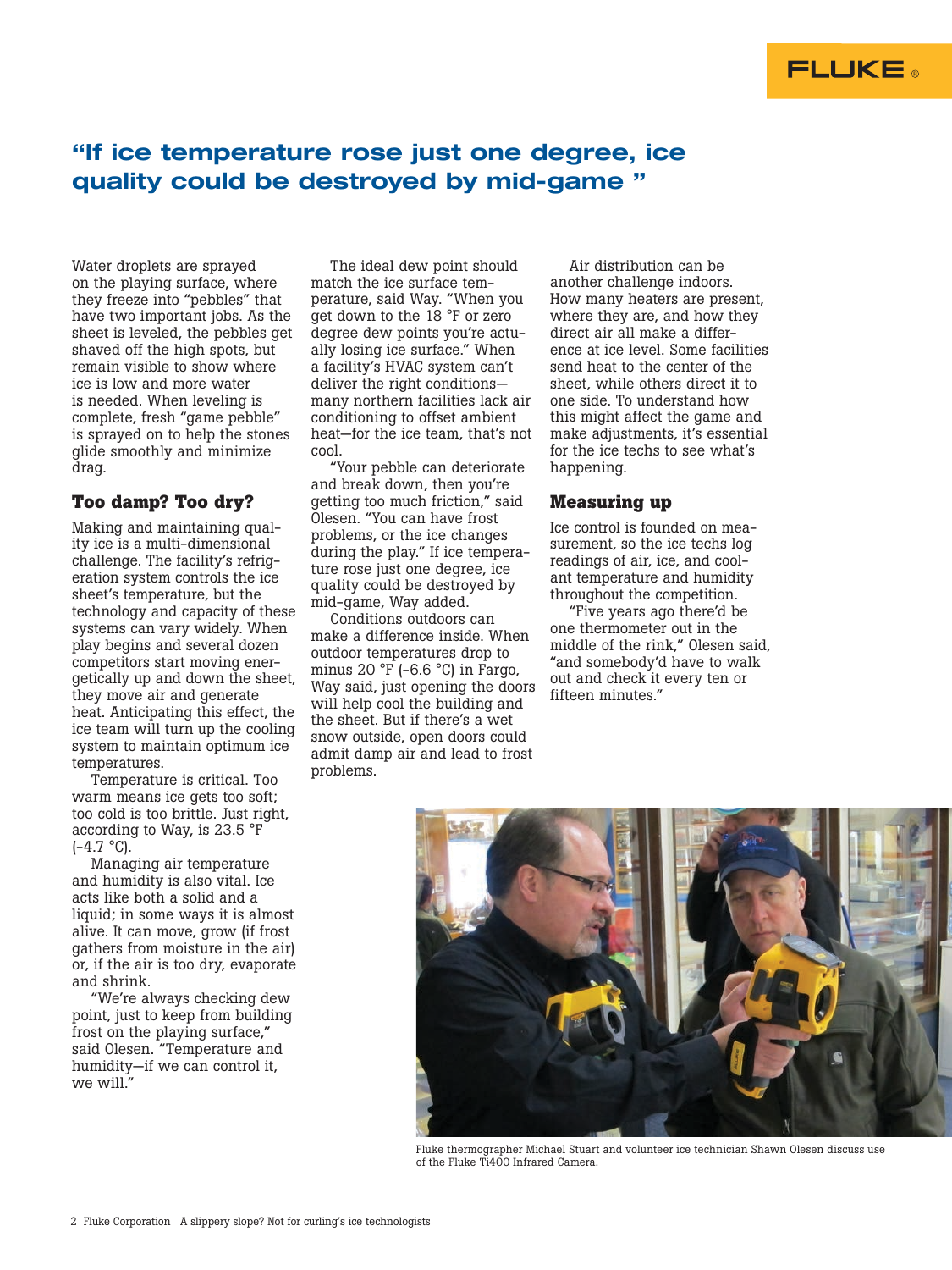## "If ice temperature rose just one degree, ice quality could be destroyed by mid-game "

Water droplets are sprayed on the playing surface, where they freeze into "pebbles" that have two important jobs. As the sheet is leveled, the pebbles get shaved off the high spots, but remain visible to show where ice is low and more water is needed. When leveling is complete, fresh "game pebble" is sprayed on to help the stones glide smoothly and minimize drag.

### Too damp? Too dry?

Making and maintaining quality ice is a multi-dimensional challenge. The facility's refrigeration system controls the ice sheet's temperature, but the technology and capacity of these systems can vary widely. When play begins and several dozen competitors start moving energetically up and down the sheet, they move air and generate heat. Anticipating this effect, the ice team will turn up the cooling system to maintain optimum ice temperatures.

Temperature is critical. Too warm means ice gets too soft; too cold is too brittle. Just right, according to Way, is 23.5 °F (-4.7 °C).

Managing air temperature and humidity is also vital. Ice acts like both a solid and a liquid; in some ways it is almost alive. It can move, grow (if frost gathers from moisture in the air) or, if the air is too dry, evaporate and shrink.

"We're always checking dew point, just to keep from building frost on the playing surface," said Olesen. "Temperature and humidity—if we can control it, we will."

The ideal dew point should match the ice surface temperature, said Way. "When you get down to the 18 °F or zero degree dew points you're actually losing ice surface." When a facility's HVAC system can't deliver the right conditions—many northern facilities lack air conditioning to offset ambient heat—for the ice team, that's not cool.

"Your pebble can deteriorate and break down, then you're getting too much friction," said Olesen. "You can have frost problems, or the ice changes during the play." If ice temperature rose just one degree, ice quality could be destroyed by mid-game, Way added.

Conditions outdoors can make a difference inside. When outdoor temperatures drop to minus 20 °F (-6.6 °C) in Fargo, Way said, just opening the doors will help cool the building and the sheet. But if there's a wet snow outside, open doors could admit damp air and lead to frost problems.

Air distribution can be another challenge indoors. How many heaters are present, where they are, and how they direct air all make a difference at ice level. Some facilities send heat to the center of the sheet, while others direct it to one side. To understand how this might affect the game and make adjustments, it's essential for the ice techs to see what's happening.

### Measuring up

Ice control is founded on measurement, so the ice techs log readings of air, ice, and coolant temperature and humidity throughout the competition.

"Five years ago there'd be one thermometer out in the middle of the rink," Olesen said, "and somebody'd have to walk out and check it every ten or fifteen minutes."

Fluke thermographer Michael Stuart and volunteer ice technician Shawn Olesen discuss use of the Fluke Ti400 Infrared Camera.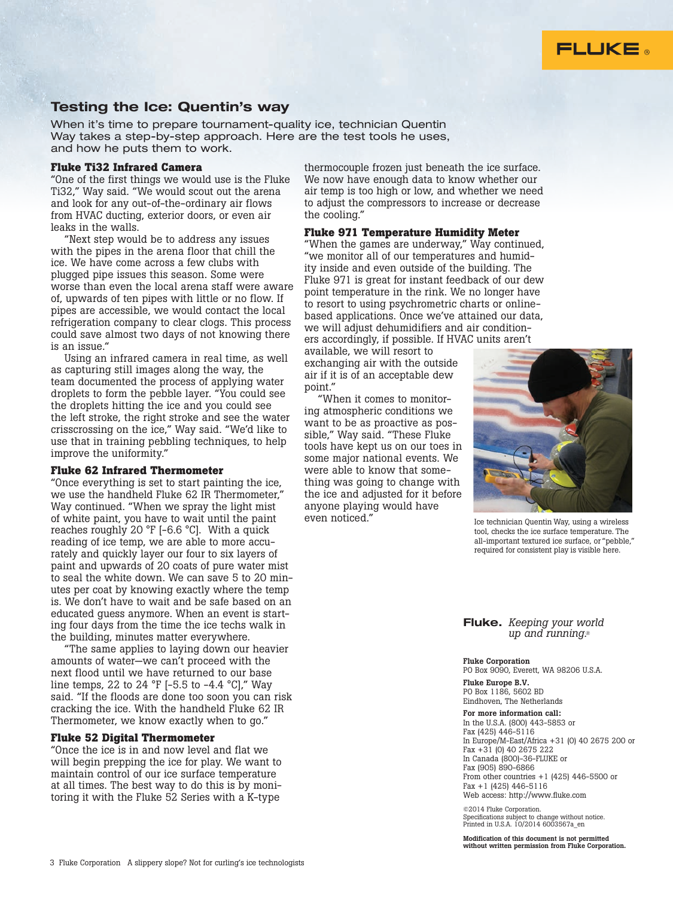## Testing the Ice: Quentin's way

When it's time to prepare tournament-quality ice, technician Quentin Way takes a step-by-step approach. Here are the test tools he uses, and how he puts them to work.

### Fluke Ti32 Infrared Camera

"One of the first things we would use is the Fluke Ti32," Way said. "We would scout out the arena and look for any out-of-the-ordinary air flows from HVAC ducting, exterior doors, or even air leaks in the walls.

"Next step would be to address any issues with the pipes in the arena floor that chill the ice. We have come across a few clubs with plugged pipe issues this season. Some were worse than even the local arena staff were aware of, upwards of ten pipes with little or no flow. If pipes are accessible, we would contact the local refrigeration company to clear clogs. This process could save almost two days of not knowing there is an issue."

Using an infrared camera in real time, as well as capturing still images along the way, the team documented the process of applying water droplets to form the pebble layer. "You could see the droplets hitting the ice and you could see the left stroke, the right stroke and see the water crisscrossing on the ice," Way said. "We'd like to use that in training pebbling techniques, to help improve the uniformity."

### Fluke 62 Infrared Thermometer

"Once everything is set to start painting the ice, we use the handheld Fluke 62 IR Thermometer," Way continued. "When we spray the light mist of white paint, you have to wait until the paint reaches roughly 20 °F [-6.6 °C]. With a quick reading of ice temp, we are able to more accurately and quickly layer our four to six layers of paint and upwards of 20 coats of pure water mist to seal the white down. We can save 5 to 20 minutes per coat by knowing exactly where the temp is. We don't have to wait and be safe based on an educated guess anymore. When an event is starting four days from the time the ice techs walk in the building, minutes matter everywhere.

"The same applies to laying down our heavier amounts of water—we can't proceed with the next flood until we have returned to our base line temps, 22 to 24 °F [-5.5 to -4.4 °C]," Way said. "If the floods are done too soon you can risk cracking the ice. With the handheld Fluke 62 IR Thermometer, we know exactly when to go."

### Fluke 52 Digital Thermometer

"Once the ice is in and now level and flat we will begin prepping the ice for play. We want to maintain control of our ice surface temperature at all times. The best way to do this is by monitoring it with the Fluke 52 Series with a K-type thermocouple frozen just beneath the ice surface. We now have enough data to know whether our air temp is too high or low, and whether we need to adjust the compressors to increase or decrease the cooling."

### Fluke 971 Temperature Humidity Meter

"When the games are underway," Way continued, "we monitor all of our temperatures and humidity inside and even outside of the building. The Fluke 971 is great for instant feedback of our dew point temperature in the rink. We no longer have to resort to using psychrometric charts or online-based applications. Once we've attained our data, we will adjust dehumidifiers and air conditioners accordingly, if possible. If HVAC units aren't available, we will resort to exchanging air with the outside air if it is of an acceptable dew point."

"When it comes to monitoring atmospheric conditions we want to be as proactive as possible," Way said. "These Fluke tools have kept us on our toes in some major national events. We were able to know that something was going to change with the ice and adjusted for it before anyone playing would have even noticed."

Ice technician Quentin Way, using a wireless tool, checks the ice surface temperature. The all-important textured ice surface, or "pebble," required for consistent play is visible here.

**Fluke.** *Keeping your world up and running.®*

**Fluke Corporation**
PO Box 9090, Everett, WA 98206 U.S.A.

**Fluke Europe B.V.**
PO Box 1186, 5602 BD
Eindhoven, The Netherlands

**For more information call:**
In the U.S.A. (800) 443-5853 or
Fax (425) 446-5116
In Europe/M-East/Africa +31 (0) 40 2675 200 or
Fax +31 (0) 40 2675 222
In Canada (800)-36-FLUKE or
Fax (905) 890-6866
From other countries +1 (425) 446-5500 or
Fax +1 (425) 446-5116
Web access: http://www.fluke.com

©2014 Fluke Corporation.
Specifications subject to change without notice.
Printed in U.S.A. 10/2014 6003567a_en

**Modification of this document is not permitted without written permission from Fluke Corporation.**